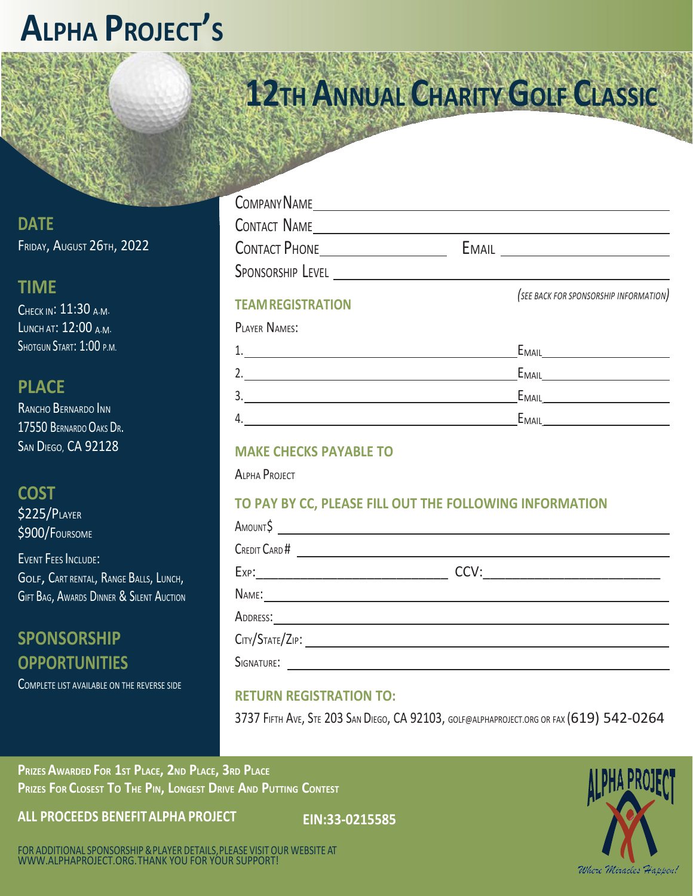# Alpha Project's

# 12th Annual Charity Golf Classic

## Date

Friday, August 26th, 2022

## Time

Check in: 11:30 a.m.
Lunch at: 12:00 a.m.
Shotgun Start: 1:00 p.m.

## Place

Rancho Bernardo Inn
17550 Bernardo Oaks Dr.
San Diego, CA 92128

## Cost

$225/Player
$900/Foursome

Event Fees Include:
Golf, Cart rental, Range Balls, Lunch, Gift Bag, Awards Dinner & Silent Auction

## Sponsorship Opportunities

Complete list available on the reverse side

---

Company Name ____________________

Contact Name ____________________

Contact Phone ____________ Email ____________

Sponsorship Level ____________________

*(See back for sponsorship information)*

## Team Registration

Player Names:

1. ____________________ Email ____________
2. ____________________ Email ____________
3. ____________________ Email ____________
4. ____________________ Email ____________

## Make Checks Payable To

Alpha Project

## To Pay by CC, Please Fill Out the Following Information

Amount $ ____________________

Credit Card # ____________________

Exp: ____________ CCV: ____________

Name: ____________________

Address: ____________________

City/State/Zip: ____________________

Signature: ____________________

## Return Registration To:

3737 Fifth Ave, Ste 203 San Diego, CA 92103, golf@alphaproject.org or fax (619) 542-0264

---

**Prizes Awarded For 1st Place, 2nd Place, 3rd Place**
**Prizes For Closest To The Pin, Longest Drive And Putting Contest**

**ALL PROCEEDS BENEFIT ALPHA PROJECT** **EIN:33-0215585**

FOR ADDITIONAL SPONSORSHIP & PLAYER DETAILS, PLEASE VISIT OUR WEBSITE AT WWW.ALPHAPROJECT.ORG. THANK YOU FOR YOUR SUPPORT!

ALPHA PROJECT
*Where Miracles Happen!*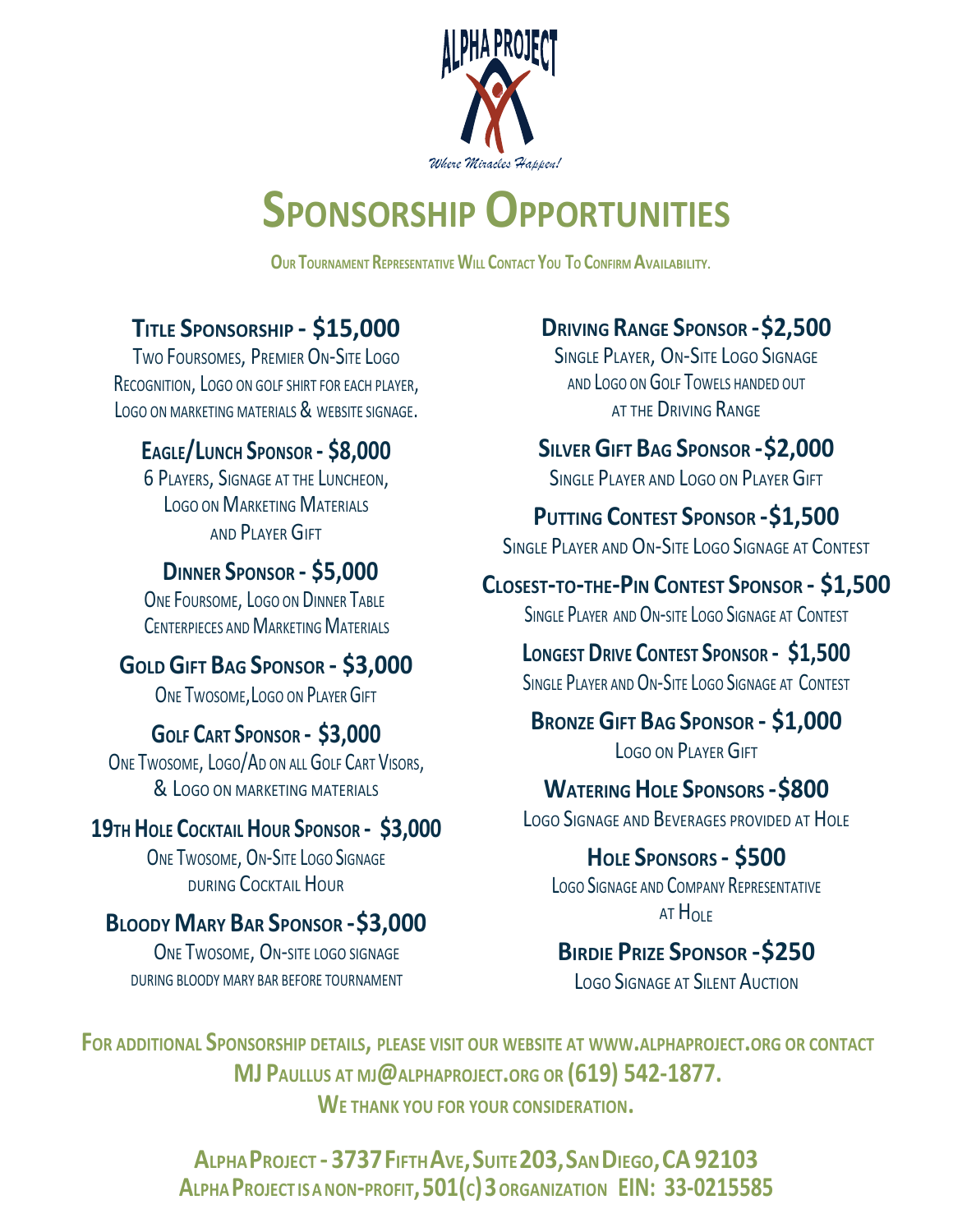ALPHA PROJECT

*Where Miracles Happen!*

# Sponsorship Opportunities

**Our Tournament Representative Will Contact You To Confirm Availability.**

### Title Sponsorship - $15,000
Two Foursomes, Premier On-Site Logo Recognition, Logo on golf shirt for each player, Logo on marketing materials & website signage.

### Eagle/Lunch Sponsor - $8,000
6 Players, Signage at the Luncheon, Logo on Marketing Materials and Player Gift

### Dinner Sponsor - $5,000
One Foursome, Logo on Dinner Table Centerpieces and Marketing Materials

### Gold Gift Bag Sponsor - $3,000
One Twosome, Logo on Player Gift

### Golf Cart Sponsor - $3,000
One Twosome, Logo/Ad on all Golf Cart Visors, & Logo on marketing materials

### 19th Hole Cocktail Hour Sponsor - $3,000
One Twosome, On-Site Logo Signage during Cocktail Hour

### Bloody Mary Bar Sponsor - $3,000
One Twosome, On-site logo signage during Bloody Mary Bar before tournament

### Driving Range Sponsor - $2,500
Single Player, On-Site Logo Signage and Logo on Golf Towels handed out at the Driving Range

### Silver Gift Bag Sponsor - $2,000
Single Player and Logo on Player Gift

### Putting Contest Sponsor - $1,500
Single Player and On-Site Logo Signage at Contest

### Closest-to-the-Pin Contest Sponsor - $1,500
Single Player and On-site Logo Signage at Contest

### Longest Drive Contest Sponsor - $1,500
Single Player and On-Site Logo Signage at Contest

### Bronze Gift Bag Sponsor - $1,000
Logo on Player Gift

### Watering Hole Sponsors - $800
Logo Signage and Beverages provided at Hole

### Hole Sponsors - $500
Logo Signage and Company Representative at Hole

### Birdie Prize Sponsor - $250
Logo Signage at Silent Auction

**For additional Sponsorship details, please visit our website at www.alphaproject.org or contact MJ Paullus at mj@alphaproject.org or (619) 542-1877.**

**We thank you for your consideration.**

**Alpha Project - 3737 Fifth Ave, Suite 203, San Diego, CA 92103**
**Alpha Project is a non-profit, 501(c)3 organization EIN: 33-0215585**